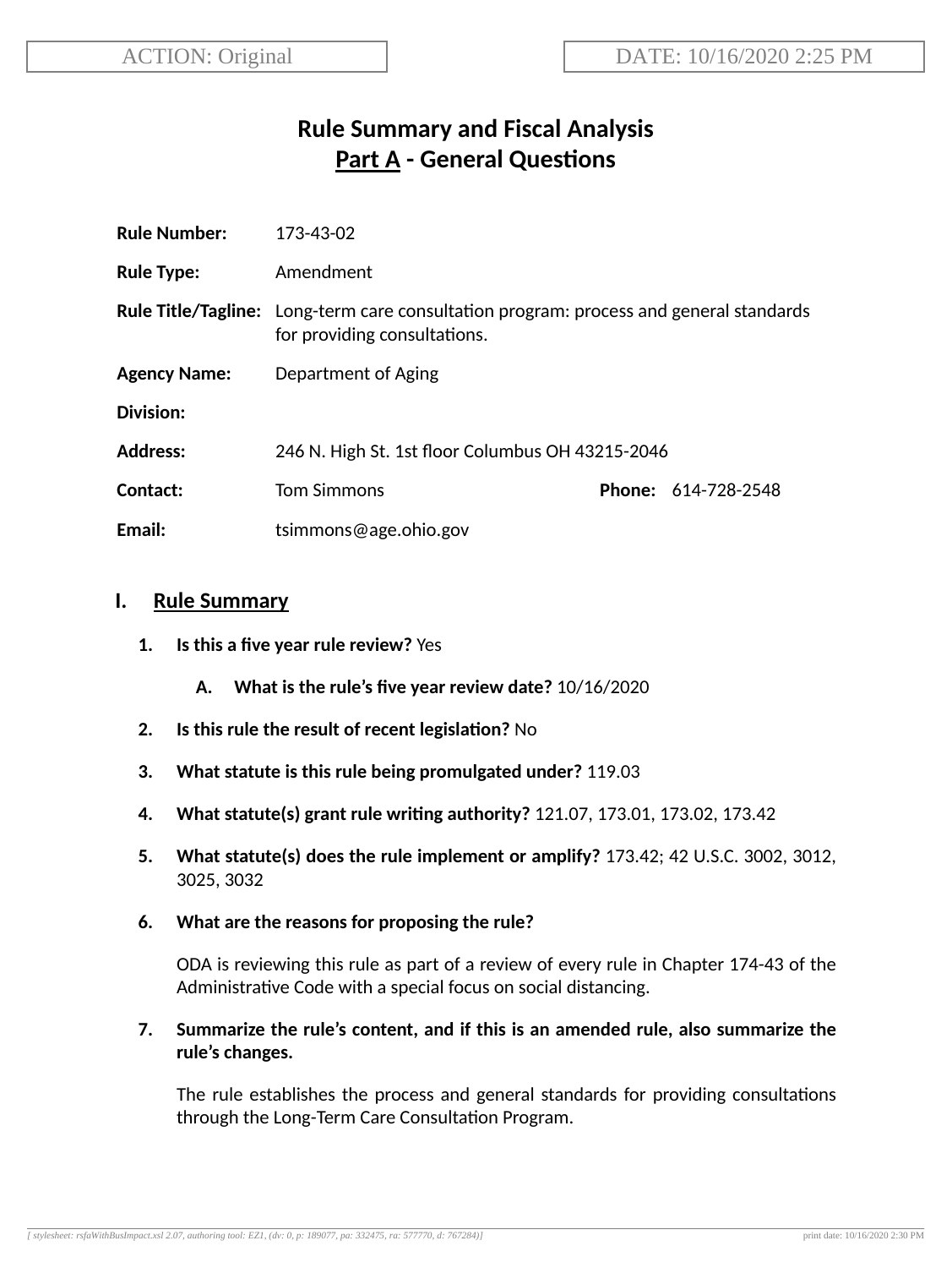ACTION: Original

DATE: 10/16/2020 2:25 PM

# Rule Summary and Fiscal Analysis
## Part A - General Questions

**Rule Number:** 173-43-02

**Rule Type:** Amendment

**Rule Title/Tagline:** Long-term care consultation program: process and general standards for providing consultations.

**Agency Name:** Department of Aging

**Division:**

**Address:** 246 N. High St. 1st floor Columbus OH 43215-2046

**Contact:** Tom Simmons **Phone:** 614-728-2548

**Email:** tsimmons@age.ohio.gov

## I. Rule Summary

1. **Is this a five year rule review?** Yes

   A. **What is the rule's five year review date?** 10/16/2020

2. **Is this rule the result of recent legislation?** No

3. **What statute is this rule being promulgated under?** 119.03

4. **What statute(s) grant rule writing authority?** 121.07, 173.01, 173.02, 173.42

5. **What statute(s) does the rule implement or amplify?** 173.42; 42 U.S.C. 3002, 3012, 3025, 3032

6. **What are the reasons for proposing the rule?**

   ODA is reviewing this rule as part of a review of every rule in Chapter 174-43 of the Administrative Code with a special focus on social distancing.

7. **Summarize the rule's content, and if this is an amended rule, also summarize the rule's changes.**

   The rule establishes the process and general standards for providing consultations through the Long-Term Care Consultation Program.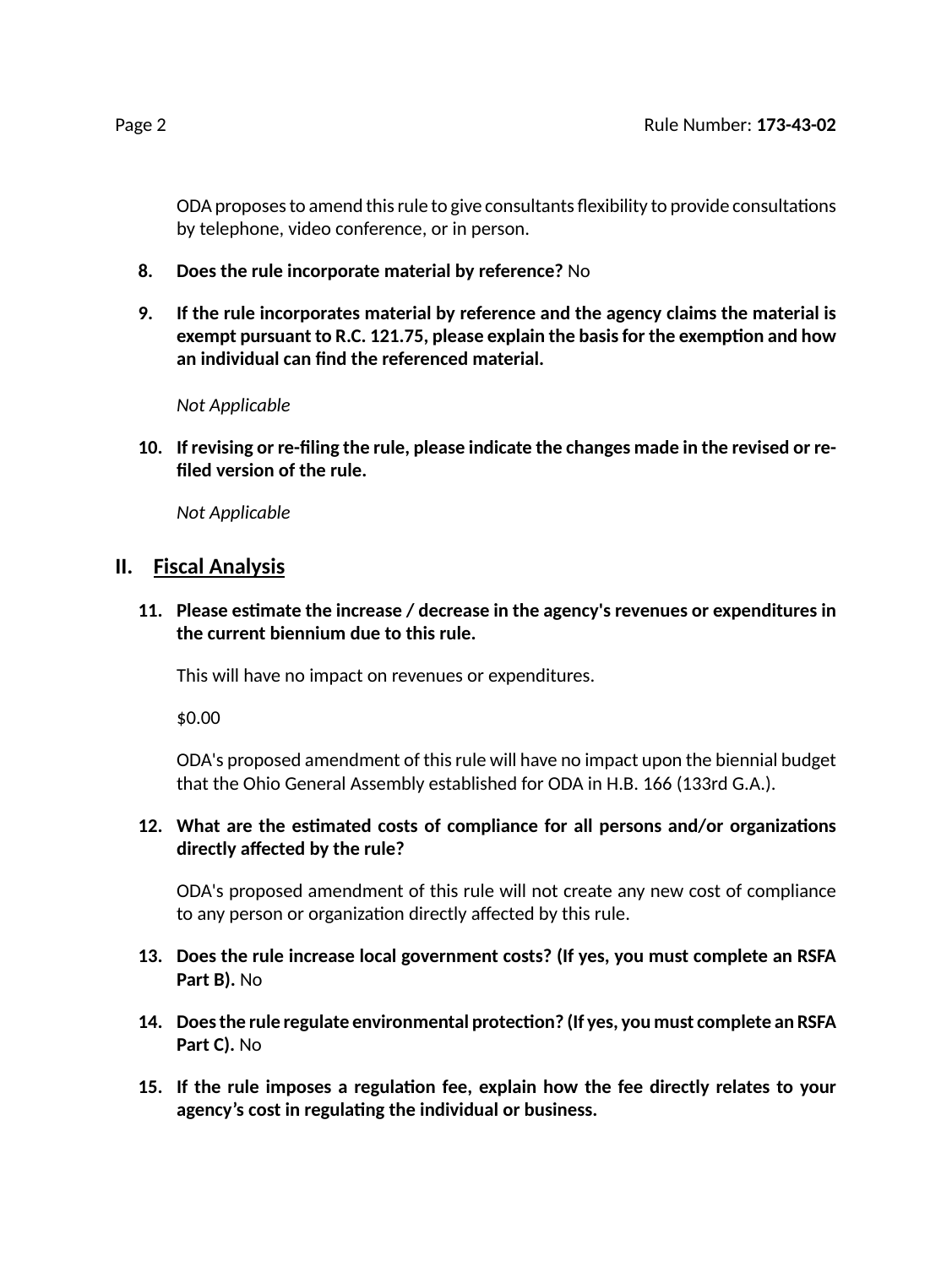ODA proposes to amend this rule to give consultants flexibility to provide consultations by telephone, video conference, or in person.

8. **Does the rule incorporate material by reference?** No

9. **If the rule incorporates material by reference and the agency claims the material is exempt pursuant to R.C. 121.75, please explain the basis for the exemption and how an individual can find the referenced material.**

   *Not Applicable*

10. **If revising or re-filing the rule, please indicate the changes made in the revised or re-filed version of the rule.**

    *Not Applicable*

## II. Fiscal Analysis

11. **Please estimate the increase / decrease in the agency's revenues or expenditures in the current biennium due to this rule.**

    This will have no impact on revenues or expenditures.

    $0.00

    ODA's proposed amendment of this rule will have no impact upon the biennial budget that the Ohio General Assembly established for ODA in H.B. 166 (133rd G.A.).

12. **What are the estimated costs of compliance for all persons and/or organizations directly affected by the rule?**

    ODA's proposed amendment of this rule will not create any new cost of compliance to any person or organization directly affected by this rule.

13. **Does the rule increase local government costs? (If yes, you must complete an RSFA Part B).** No

14. **Does the rule regulate environmental protection? (If yes, you must complete an RSFA Part C).** No

15. **If the rule imposes a regulation fee, explain how the fee directly relates to your agency's cost in regulating the individual or business.**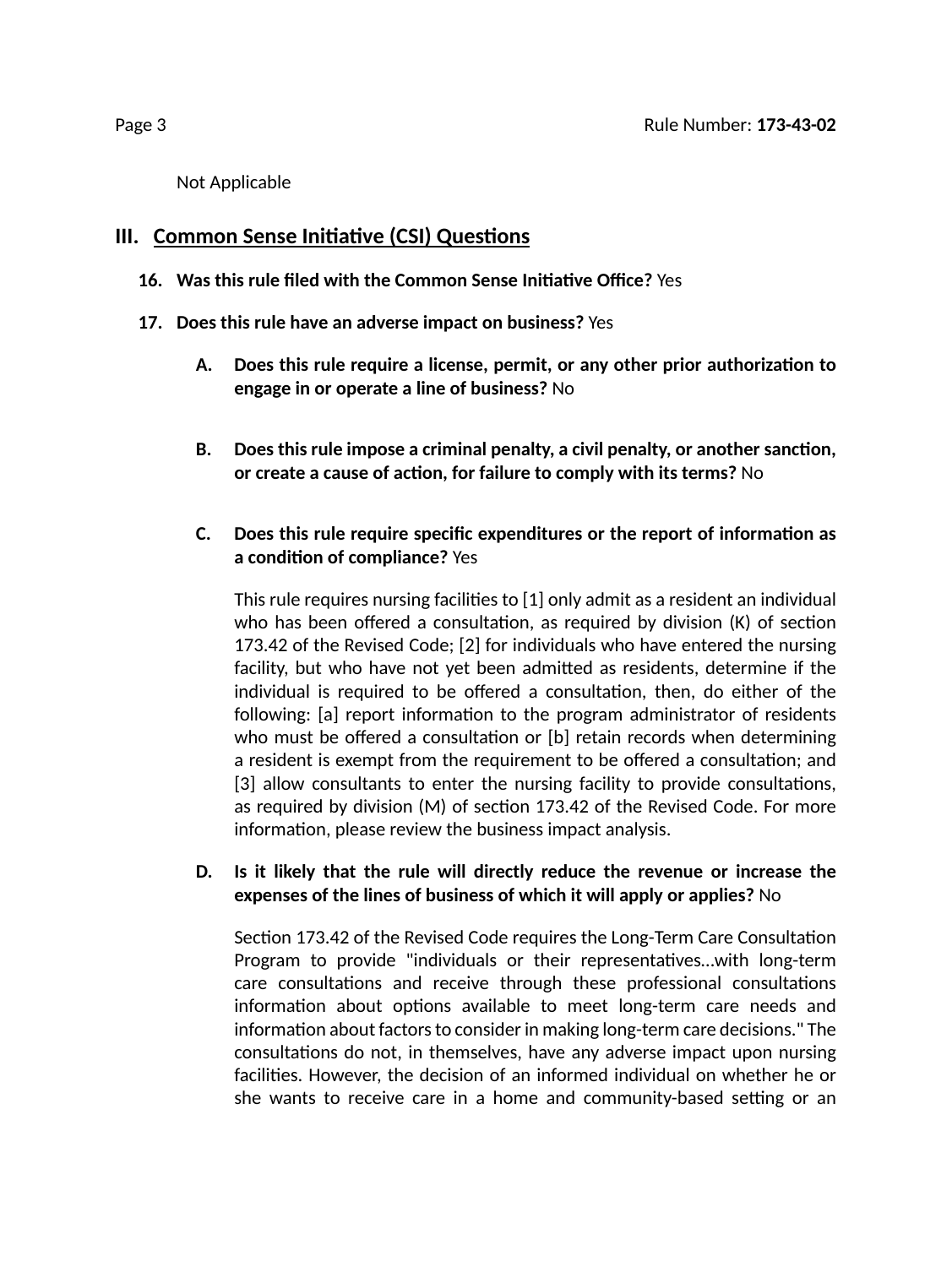Not Applicable

## III. Common Sense Initiative (CSI) Questions

**16. Was this rule filed with the Common Sense Initiative Office?** Yes

**17. Does this rule have an adverse impact on business?** Yes

**A. Does this rule require a license, permit, or any other prior authorization to engage in or operate a line of business?** No

**B. Does this rule impose a criminal penalty, a civil penalty, or another sanction, or create a cause of action, for failure to comply with its terms?** No

**C. Does this rule require specific expenditures or the report of information as a condition of compliance?** Yes

This rule requires nursing facilities to [1] only admit as a resident an individual who has been offered a consultation, as required by division (K) of section 173.42 of the Revised Code; [2] for individuals who have entered the nursing facility, but who have not yet been admitted as residents, determine if the individual is required to be offered a consultation, then, do either of the following: [a] report information to the program administrator of residents who must be offered a consultation or [b] retain records when determining a resident is exempt from the requirement to be offered a consultation; and [3] allow consultants to enter the nursing facility to provide consultations, as required by division (M) of section 173.42 of the Revised Code. For more information, please review the business impact analysis.

**D. Is it likely that the rule will directly reduce the revenue or increase the expenses of the lines of business of which it will apply or applies?** No

Section 173.42 of the Revised Code requires the Long-Term Care Consultation Program to provide "individuals or their representatives...with long-term care consultations and receive through these professional consultations information about options available to meet long-term care needs and information about factors to consider in making long-term care decisions." The consultations do not, in themselves, have any adverse impact upon nursing facilities. However, the decision of an informed individual on whether he or she wants to receive care in a home and community-based setting or an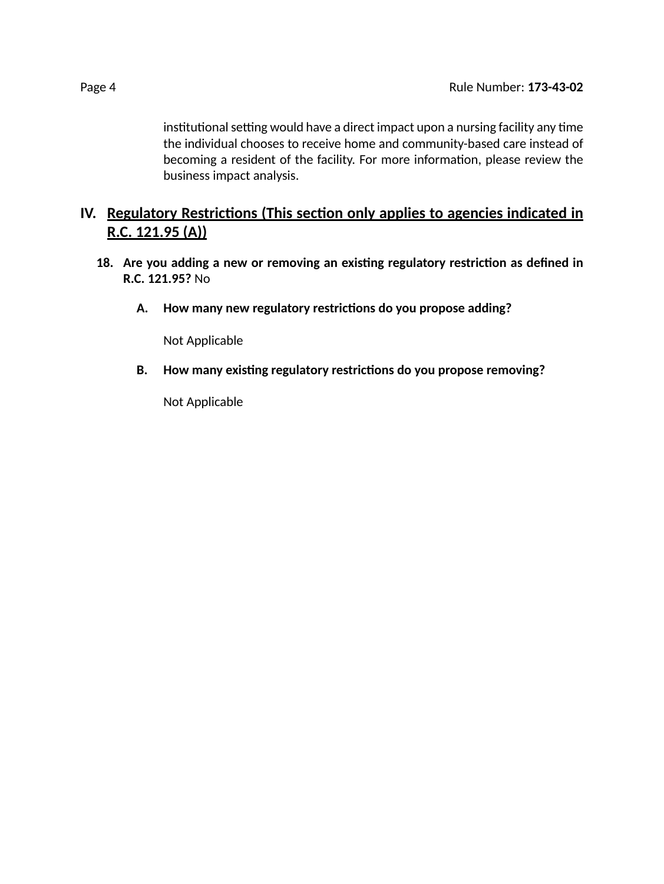institutional setting would have a direct impact upon a nursing facility any time the individual chooses to receive home and community-based care instead of becoming a resident of the facility. For more information, please review the business impact analysis.

## IV. Regulatory Restrictions (This section only applies to agencies indicated in R.C. 121.95 (A))

**18. Are you adding a new or removing an existing regulatory restriction as defined in R.C. 121.95?** No

**A. How many new regulatory restrictions do you propose adding?**

Not Applicable

**B. How many existing regulatory restrictions do you propose removing?**

Not Applicable